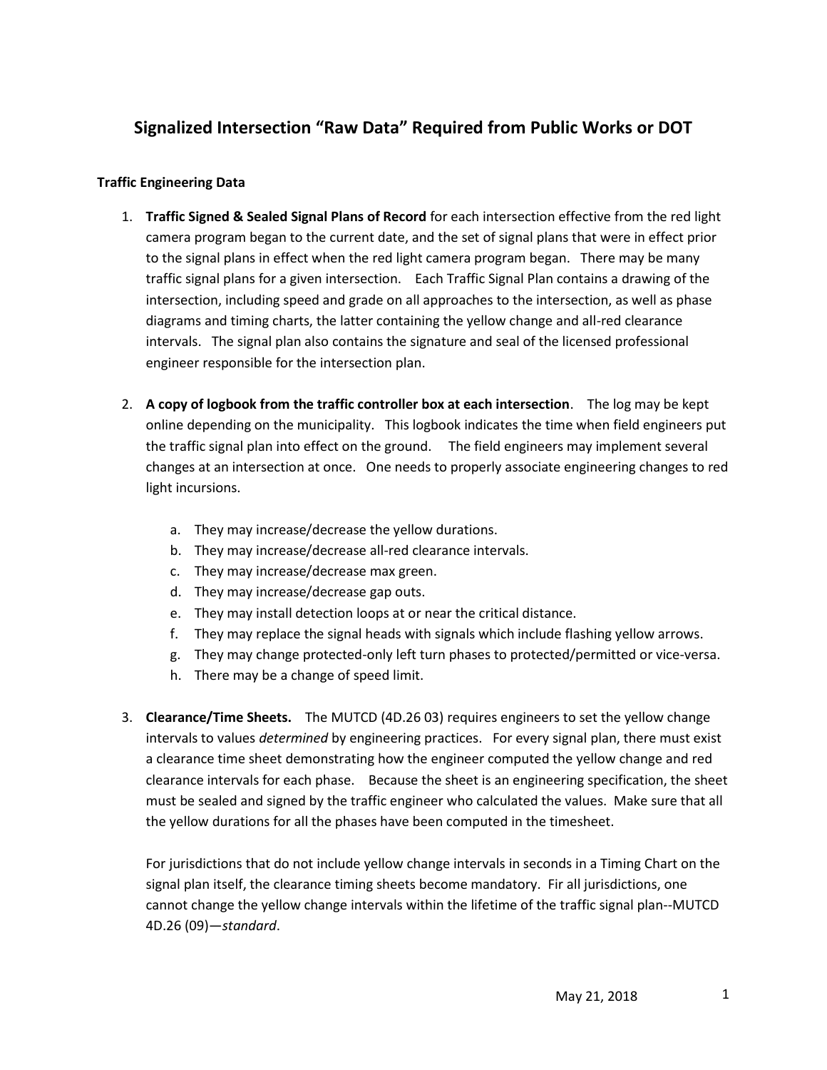# Signalized Intersection "Raw Data" Required from Public Works or DOT

## Traffic Engineering Data

1. **Traffic Signed & Sealed Signal Plans of Record** for each intersection effective from the red light camera program began to the current date, and the set of signal plans that were in effect prior to the signal plans in effect when the red light camera program began. There may be many traffic signal plans for a given intersection. Each Traffic Signal Plan contains a drawing of the intersection, including speed and grade on all approaches to the intersection, as well as phase diagrams and timing charts, the latter containing the yellow change and all-red clearance intervals. The signal plan also contains the signature and seal of the licensed professional engineer responsible for the intersection plan.

2. **A copy of logbook from the traffic controller box at each intersection**. The log may be kept online depending on the municipality. This logbook indicates the time when field engineers put the traffic signal plan into effect on the ground. The field engineers may implement several changes at an intersection at once. One needs to properly associate engineering changes to red light incursions.

    a. They may increase/decrease the yellow durations.
    b. They may increase/decrease all-red clearance intervals.
    c. They may increase/decrease max green.
    d. They may increase/decrease gap outs.
    e. They may install detection loops at or near the critical distance.
    f. They may replace the signal heads with signals which include flashing yellow arrows.
    g. They may change protected-only left turn phases to protected/permitted or vice-versa.
    h. There may be a change of speed limit.

3. **Clearance/Time Sheets.** The MUTCD (4D.26 03) requires engineers to set the yellow change intervals to values *determined* by engineering practices. For every signal plan, there must exist a clearance time sheet demonstrating how the engineer computed the yellow change and red clearance intervals for each phase. Because the sheet is an engineering specification, the sheet must be sealed and signed by the traffic engineer who calculated the values. Make sure that all the yellow durations for all the phases have been computed in the timesheet.

    For jurisdictions that do not include yellow change intervals in seconds in a Timing Chart on the signal plan itself, the clearance timing sheets become mandatory. Fir all jurisdictions, one cannot change the yellow change intervals within the lifetime of the traffic signal plan--MUTCD 4D.26 (09)—*standard*.

May 21, 2018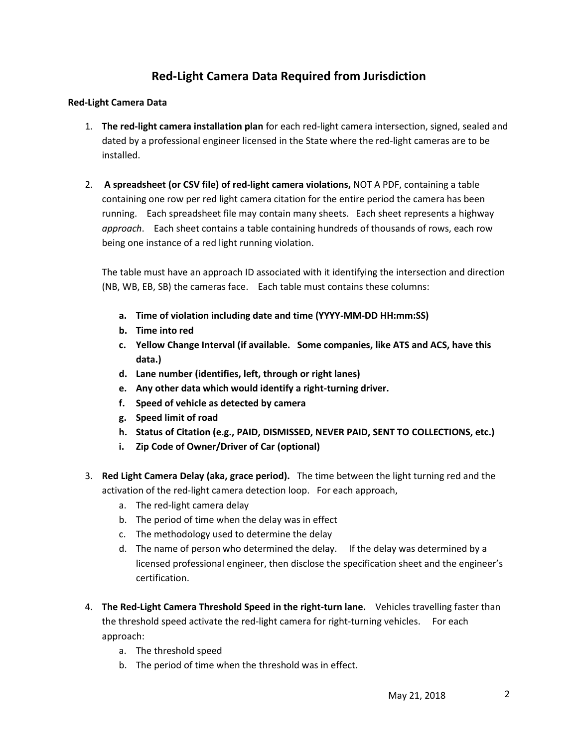# Red-Light Camera Data Required from Jurisdiction

**Red-Light Camera Data**

1. **The red-light camera installation plan** for each red-light camera intersection, signed, sealed and dated by a professional engineer licensed in the State where the red-light cameras are to be installed.

2. **A spreadsheet (or CSV file) of red-light camera violations,** NOT A PDF, containing a table containing one row per red light camera citation for the entire period the camera has been running. Each spreadsheet file may contain many sheets. Each sheet represents a highway *approach*. Each sheet contains a table containing hundreds of thousands of rows, each row being one instance of a red light running violation.

   The table must have an approach ID associated with it identifying the intersection and direction (NB, WB, EB, SB) the cameras face. Each table must contains these columns:

   a. **Time of violation including date and time (YYYY-MM-DD HH:mm:SS)**
   b. **Time into red**
   c. **Yellow Change Interval (if available. Some companies, like ATS and ACS, have this data.)**
   d. **Lane number (identifies, left, through or right lanes)**
   e. **Any other data which would identify a right-turning driver.**
   f. **Speed of vehicle as detected by camera**
   g. **Speed limit of road**
   h. **Status of Citation (e.g., PAID, DISMISSED, NEVER PAID, SENT TO COLLECTIONS, etc.)**
   i. **Zip Code of Owner/Driver of Car (optional)**

3. **Red Light Camera Delay (aka, grace period).** The time between the light turning red and the activation of the red-light camera detection loop. For each approach,
   a. The red-light camera delay
   b. The period of time when the delay was in effect
   c. The methodology used to determine the delay
   d. The name of person who determined the delay. If the delay was determined by a licensed professional engineer, then disclose the specification sheet and the engineer's certification.

4. **The Red-Light Camera Threshold Speed in the right-turn lane.** Vehicles travelling faster than the threshold speed activate the red-light camera for right-turning vehicles. For each approach:
   a. The threshold speed
   b. The period of time when the threshold was in effect.

May 21, 2018